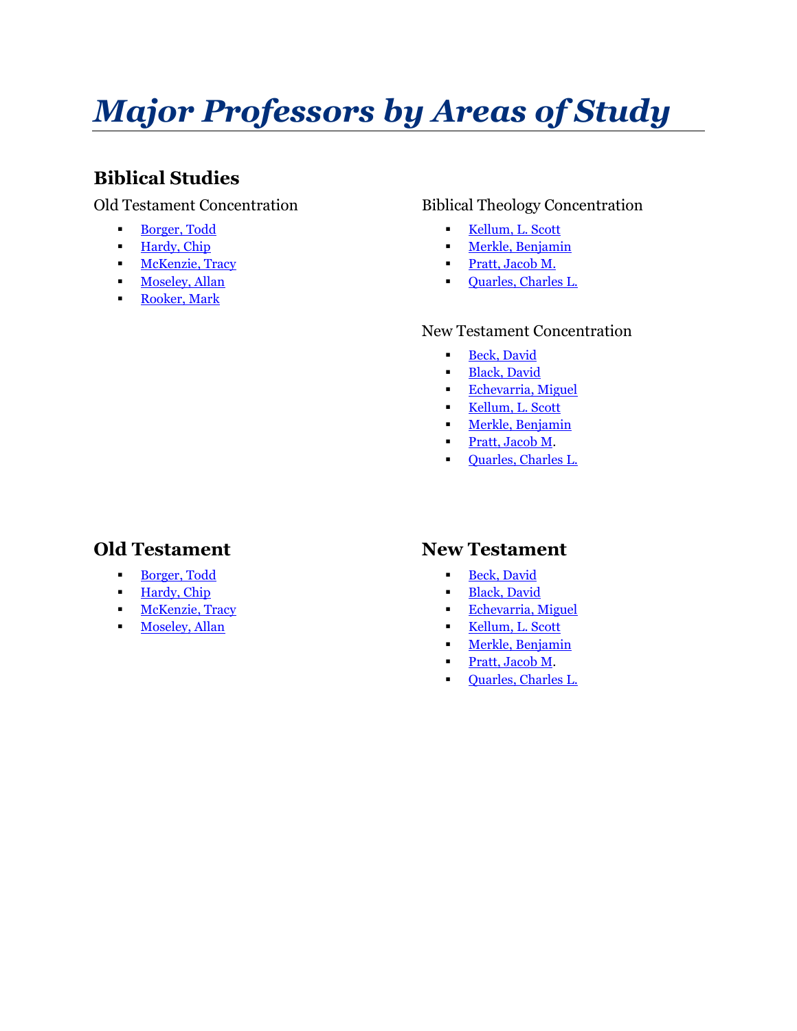# *Major Professors by Areas of Study*

## Biblical Studies

### Old Testament Concentration

- Borger, Todd
- Hardy, Chip
- McKenzie, Tracy
- Moseley, Allan
- Rooker, Mark

### Biblical Theology Concentration

- Kellum, L. Scott
- Merkle, Benjamin
- Pratt, Jacob M.
- Quarles, Charles L.

### New Testament Concentration

- Beck, David
- Black, David
- Echevarria, Miguel
- Kellum, L. Scott
- Merkle, Benjamin
- Pratt, Jacob M.
- Quarles, Charles L.

## Old Testament

- Borger, Todd
- Hardy, Chip
- McKenzie, Tracy
- Moseley, Allan

## New Testament

- Beck, David
- Black, David
- Echevarria, Miguel
- Kellum, L. Scott
- Merkle, Benjamin
- Pratt, Jacob M.
- Quarles, Charles L.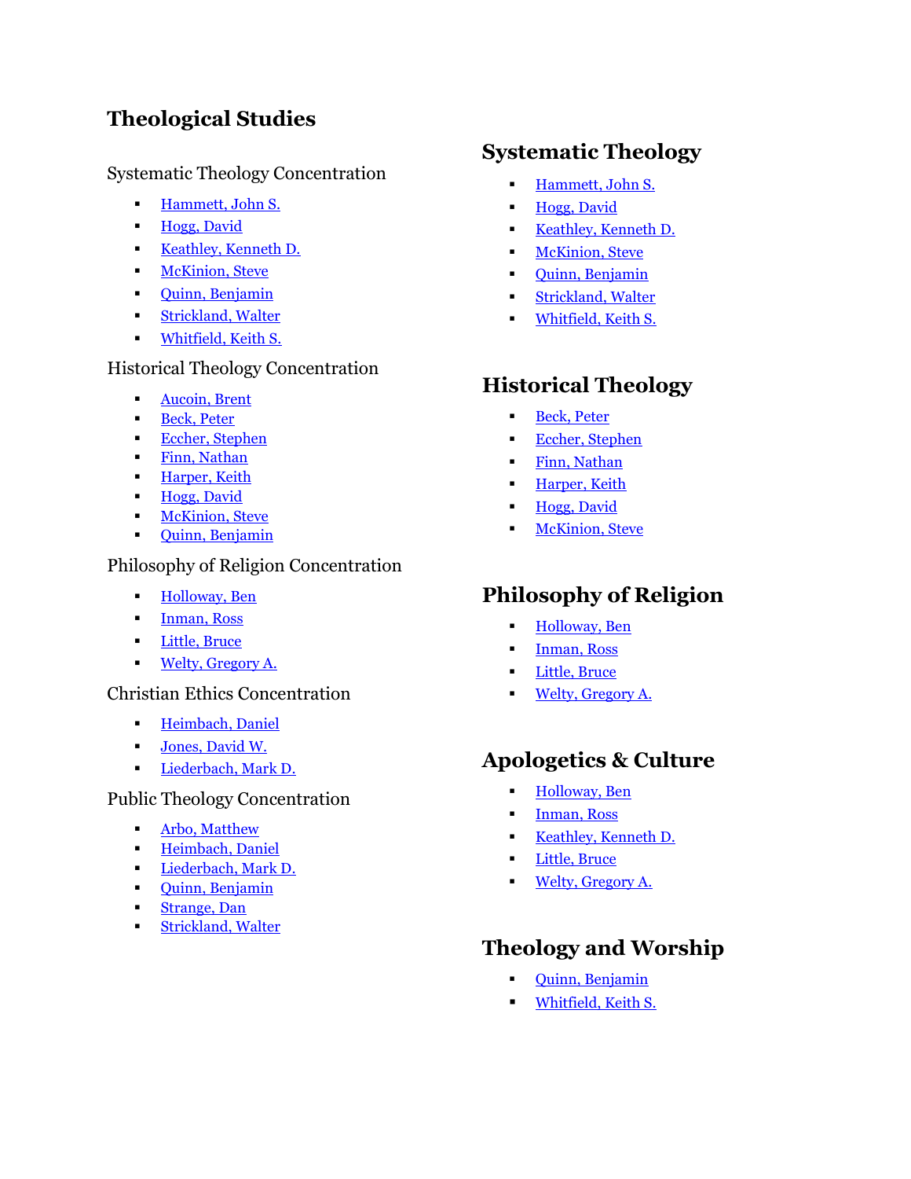## Theological Studies

### Systematic Theology Concentration

- Hammett, John S.
- Hogg, David
- Keathley, Kenneth D.
- McKinion, Steve
- Quinn, Benjamin
- Strickland, Walter
- Whitfield, Keith S.

### Historical Theology Concentration

- Aucoin, Brent
- Beck, Peter
- Eccher, Stephen
- Finn, Nathan
- Harper, Keith
- Hogg, David
- McKinion, Steve
- Quinn, Benjamin

### Philosophy of Religion Concentration

- Holloway, Ben
- Inman, Ross
- Little, Bruce
- Welty, Gregory A.

### Christian Ethics Concentration

- Heimbach, Daniel
- Jones, David W.
- Liederbach, Mark D.

### Public Theology Concentration

- Arbo, Matthew
- Heimbach, Daniel
- Liederbach, Mark D.
- Quinn, Benjamin
- Strange, Dan
- Strickland, Walter

## Systematic Theology

- Hammett, John S.
- Hogg, David
- Keathley, Kenneth D.
- McKinion, Steve
- Quinn, Benjamin
- Strickland, Walter
- Whitfield, Keith S.

## Historical Theology

- Beck, Peter
- Eccher, Stephen
- Finn, Nathan
- Harper, Keith
- Hogg, David
- McKinion, Steve

## Philosophy of Religion

- Holloway, Ben
- Inman, Ross
- Little, Bruce
- Welty, Gregory A.

## Apologetics & Culture

- Holloway, Ben
- Inman, Ross
- Keathley, Kenneth D.
- Little, Bruce
- Welty, Gregory A.

## Theology and Worship

- Quinn, Benjamin
- Whitfield, Keith S.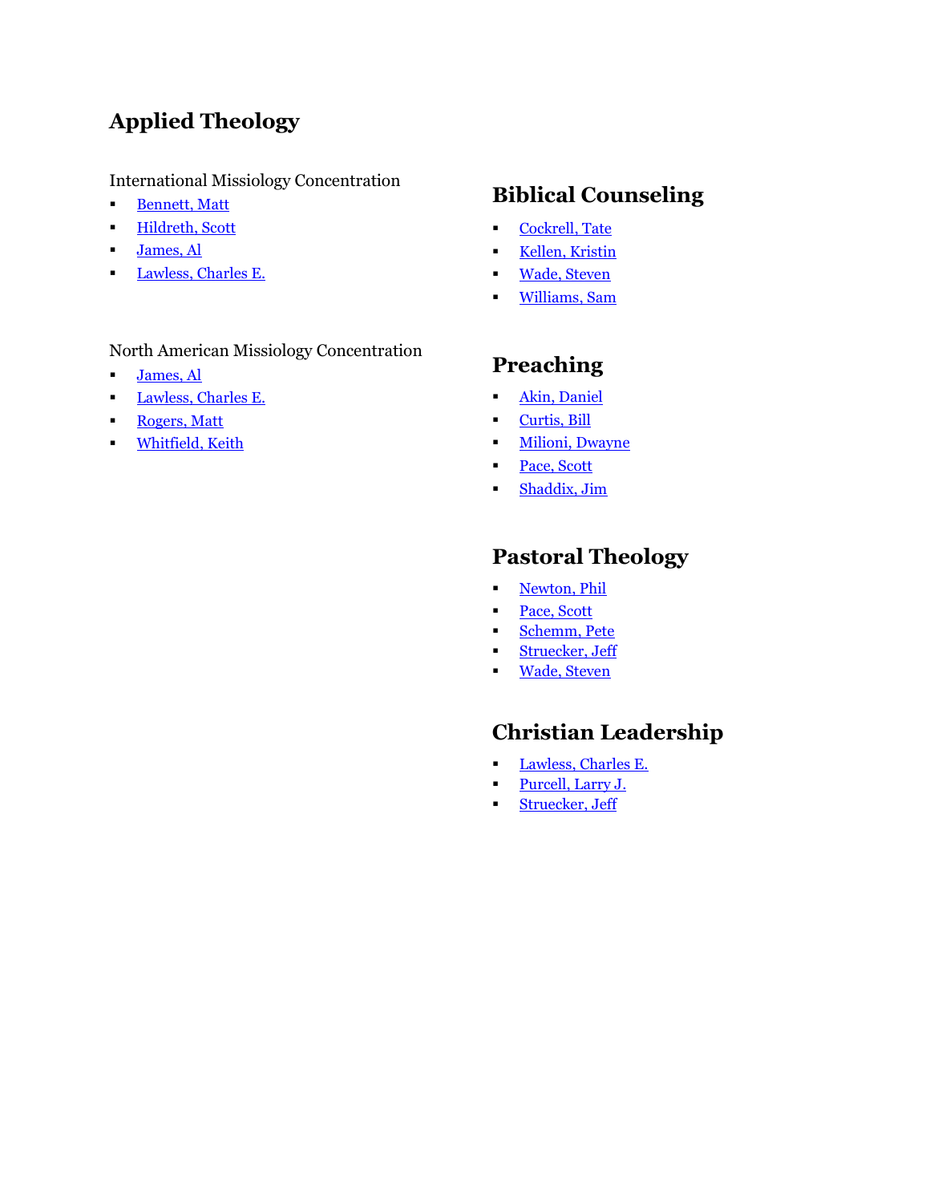## Applied Theology

International Missiology Concentration

- Bennett, Matt
- Hildreth, Scott
- James, Al
- Lawless, Charles E.

North American Missiology Concentration

- James, Al
- Lawless, Charles E.
- Rogers, Matt
- Whitfield, Keith

## Biblical Counseling

- Cockrell, Tate
- Kellen, Kristin
- Wade, Steven
- Williams, Sam

## Preaching

- Akin, Daniel
- Curtis, Bill
- Milioni, Dwayne
- Pace, Scott
- Shaddix, Jim

## Pastoral Theology

- Newton, Phil
- Pace, Scott
- Schemm, Pete
- Struecker, Jeff
- Wade, Steven

## Christian Leadership

- Lawless, Charles E.
- Purcell, Larry J.
- Struecker, Jeff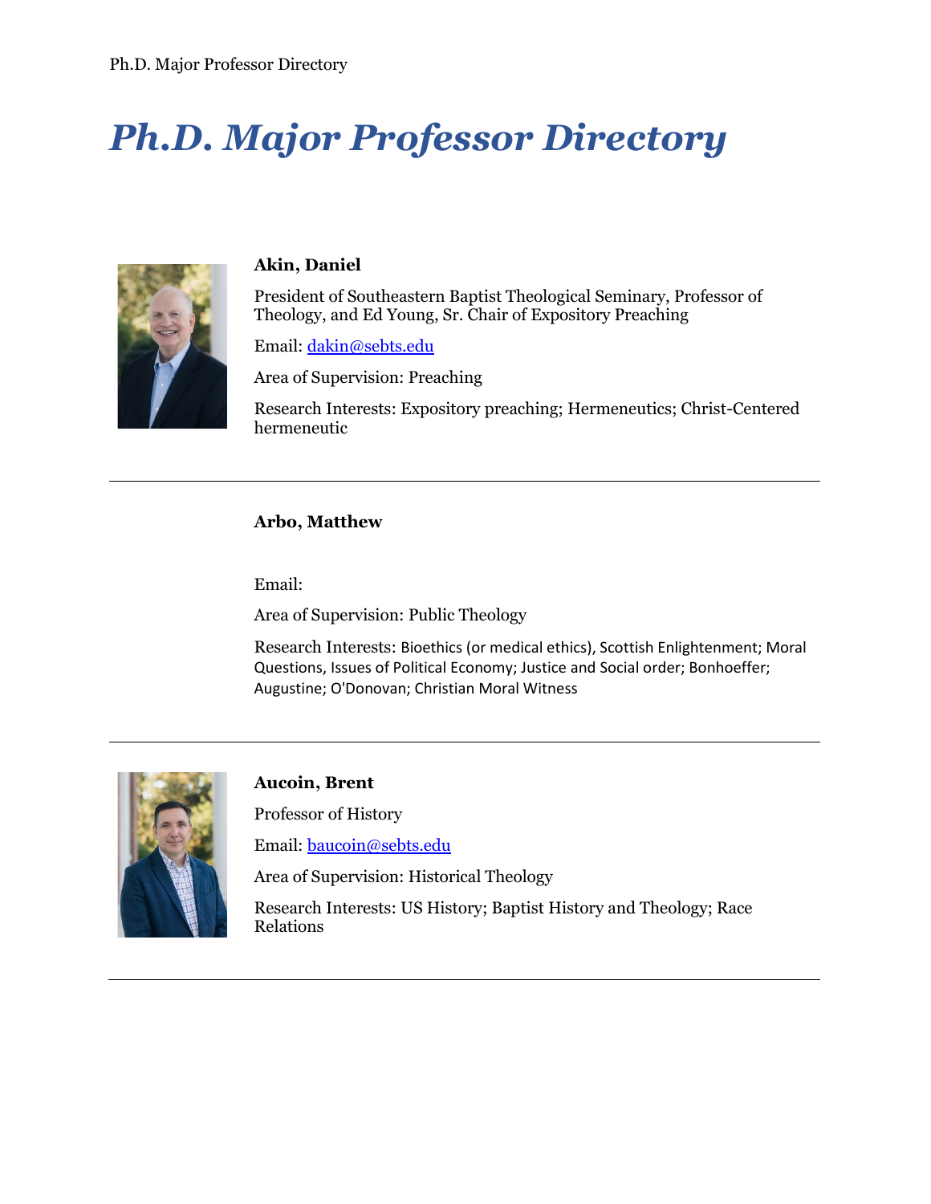# Ph.D. Major Professor Directory

**Akin, Daniel**

President of Southeastern Baptist Theological Seminary, Professor of Theology, and Ed Young, Sr. Chair of Expository Preaching

Email: dakin@sebts.edu

Area of Supervision: Preaching

Research Interests: Expository preaching; Hermeneutics; Christ-Centered hermeneutic

---

**Arbo, Matthew**

Email:

Area of Supervision: Public Theology

Research Interests: Bioethics (or medical ethics), Scottish Enlightenment; Moral Questions, Issues of Political Economy; Justice and Social order; Bonhoeffer; Augustine; O'Donovan; Christian Moral Witness

---

**Aucoin, Brent**

Professor of History

Email: baucoin@sebts.edu

Area of Supervision: Historical Theology

Research Interests: US History; Baptist History and Theology; Race Relations

---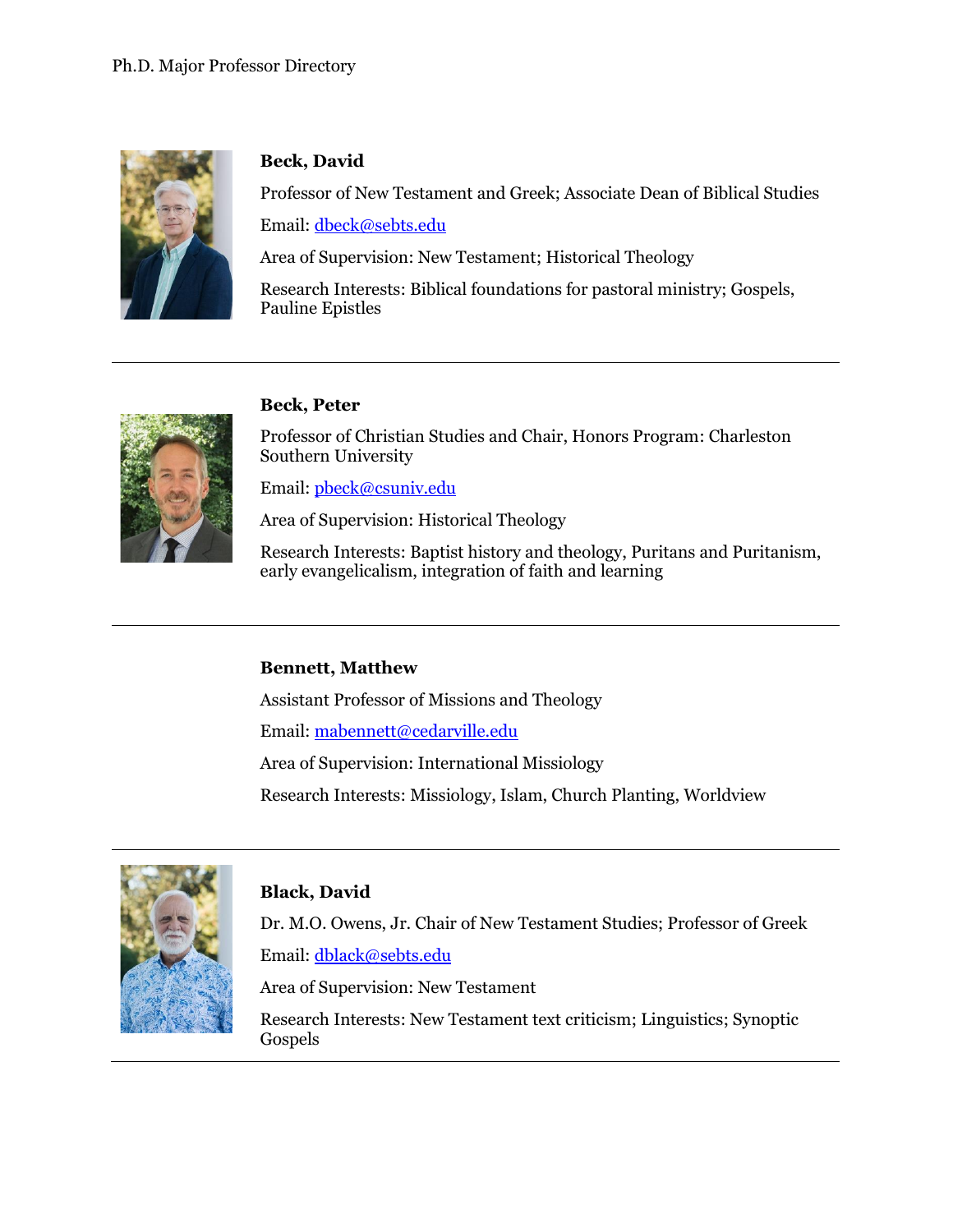**Beck, David**

Professor of New Testament and Greek; Associate Dean of Biblical Studies

Email: dbeck@sebts.edu

Area of Supervision: New Testament; Historical Theology

Research Interests: Biblical foundations for pastoral ministry; Gospels, Pauline Epistles

---

**Beck, Peter**

Professor of Christian Studies and Chair, Honors Program: Charleston Southern University

Email: pbeck@csuniv.edu

Area of Supervision: Historical Theology

Research Interests: Baptist history and theology, Puritans and Puritanism, early evangelicalism, integration of faith and learning

---

**Bennett, Matthew**

Assistant Professor of Missions and Theology

Email: mabennett@cedarville.edu

Area of Supervision: International Missiology

Research Interests: Missiology, Islam, Church Planting, Worldview

---

**Black, David**

Dr. M.O. Owens, Jr. Chair of New Testament Studies; Professor of Greek

Email: dblack@sebts.edu

Area of Supervision: New Testament

Research Interests: New Testament text criticism; Linguistics; Synoptic Gospels

---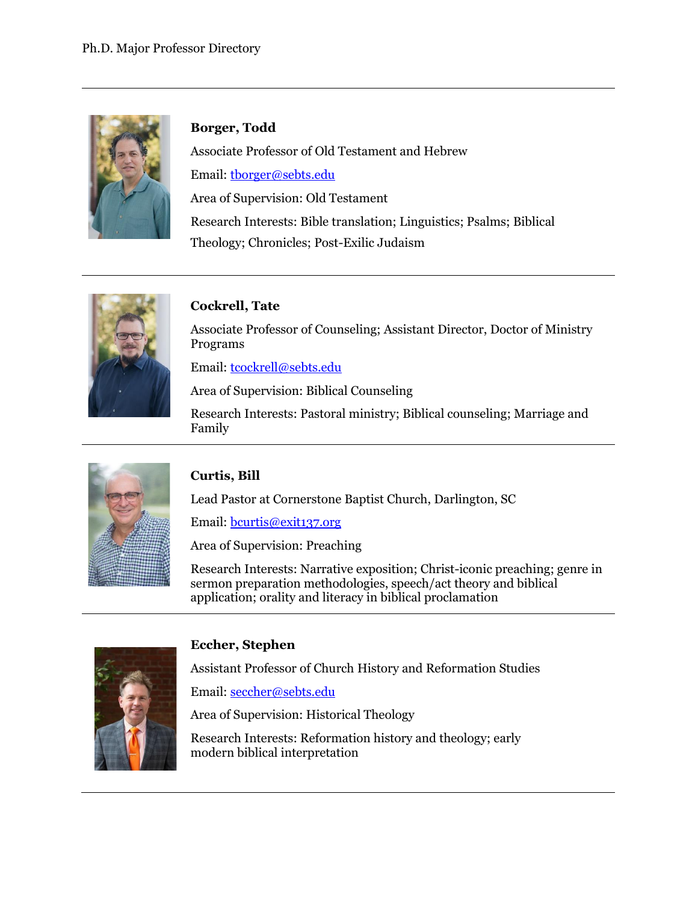**Borger, Todd**

Associate Professor of Old Testament and Hebrew

Email: tborger@sebts.edu

Area of Supervision: Old Testament

Research Interests: Bible translation; Linguistics; Psalms; Biblical Theology; Chronicles; Post-Exilic Judaism

---

**Cockrell, Tate**

Associate Professor of Counseling; Assistant Director, Doctor of Ministry Programs

Email: tcockrell@sebts.edu

Area of Supervision: Biblical Counseling

Research Interests: Pastoral ministry; Biblical counseling; Marriage and Family

---

**Curtis, Bill**

Lead Pastor at Cornerstone Baptist Church, Darlington, SC

Email: bcurtis@exit137.org

Area of Supervision: Preaching

Research Interests: Narrative exposition; Christ-iconic preaching; genre in sermon preparation methodologies, speech/act theory and biblical application; orality and literacy in biblical proclamation

---

**Eccher, Stephen**

Assistant Professor of Church History and Reformation Studies

Email: seccher@sebts.edu

Area of Supervision: Historical Theology

Research Interests: Reformation history and theology; early modern biblical interpretation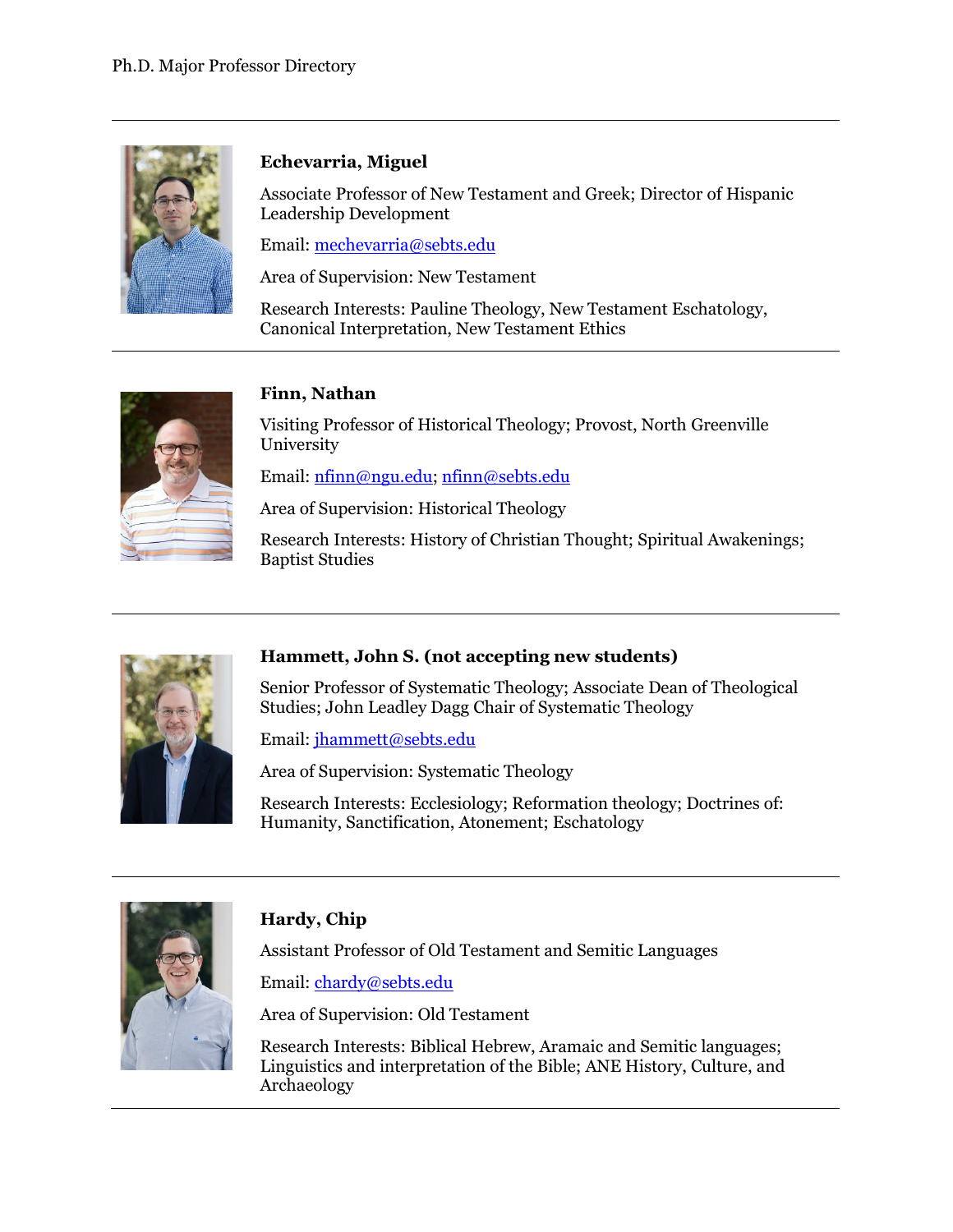**Echevarria, Miguel**

Associate Professor of New Testament and Greek; Director of Hispanic Leadership Development

Email: mechevarria@sebts.edu

Area of Supervision: New Testament

Research Interests: Pauline Theology, New Testament Eschatology, Canonical Interpretation, New Testament Ethics

---

**Finn, Nathan**

Visiting Professor of Historical Theology; Provost, North Greenville University

Email: nfinn@ngu.edu; nfinn@sebts.edu

Area of Supervision: Historical Theology

Research Interests: History of Christian Thought; Spiritual Awakenings; Baptist Studies

---

**Hammett, John S. (not accepting new students)**

Senior Professor of Systematic Theology; Associate Dean of Theological Studies; John Leadley Dagg Chair of Systematic Theology

Email: jhammett@sebts.edu

Area of Supervision: Systematic Theology

Research Interests: Ecclesiology; Reformation theology; Doctrines of: Humanity, Sanctification, Atonement; Eschatology

---

**Hardy, Chip**

Assistant Professor of Old Testament and Semitic Languages

Email: chardy@sebts.edu

Area of Supervision: Old Testament

Research Interests: Biblical Hebrew, Aramaic and Semitic languages; Linguistics and interpretation of the Bible; ANE History, Culture, and Archaeology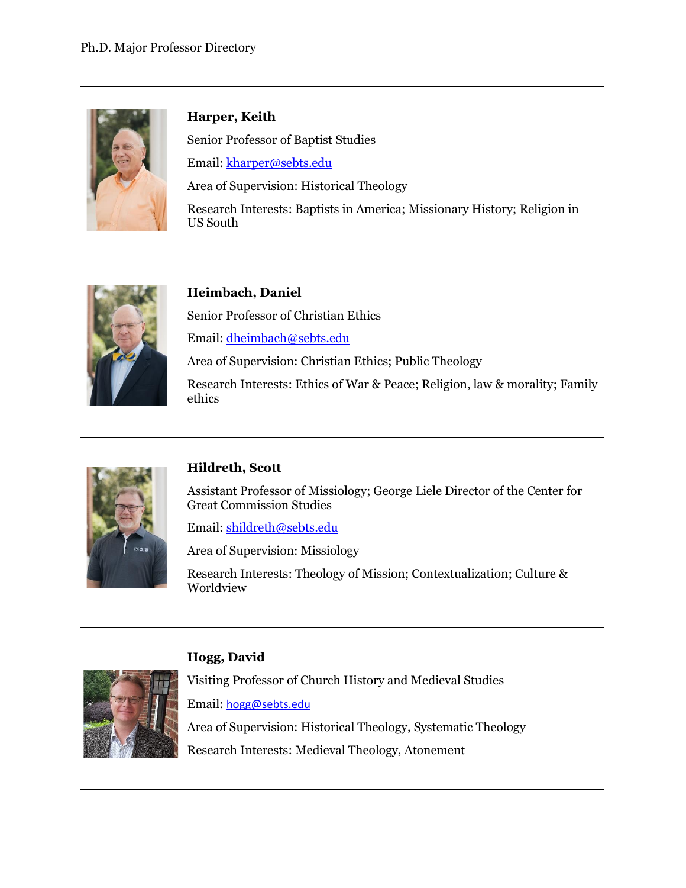---

**Harper, Keith**

Senior Professor of Baptist Studies

Email: kharper@sebts.edu

Area of Supervision: Historical Theology

Research Interests: Baptists in America; Missionary History; Religion in US South

---

**Heimbach, Daniel**

Senior Professor of Christian Ethics

Email: dheimbach@sebts.edu

Area of Supervision: Christian Ethics; Public Theology

Research Interests: Ethics of War & Peace; Religion, law & morality; Family ethics

---

**Hildreth, Scott**

Assistant Professor of Missiology; George Liele Director of the Center for Great Commission Studies

Email: shildreth@sebts.edu

Area of Supervision: Missiology

Research Interests: Theology of Mission; Contextualization; Culture & Worldview

---

**Hogg, David**

Visiting Professor of Church History and Medieval Studies

Email: hogg@sebts.edu

Area of Supervision: Historical Theology, Systematic Theology

Research Interests: Medieval Theology, Atonement

---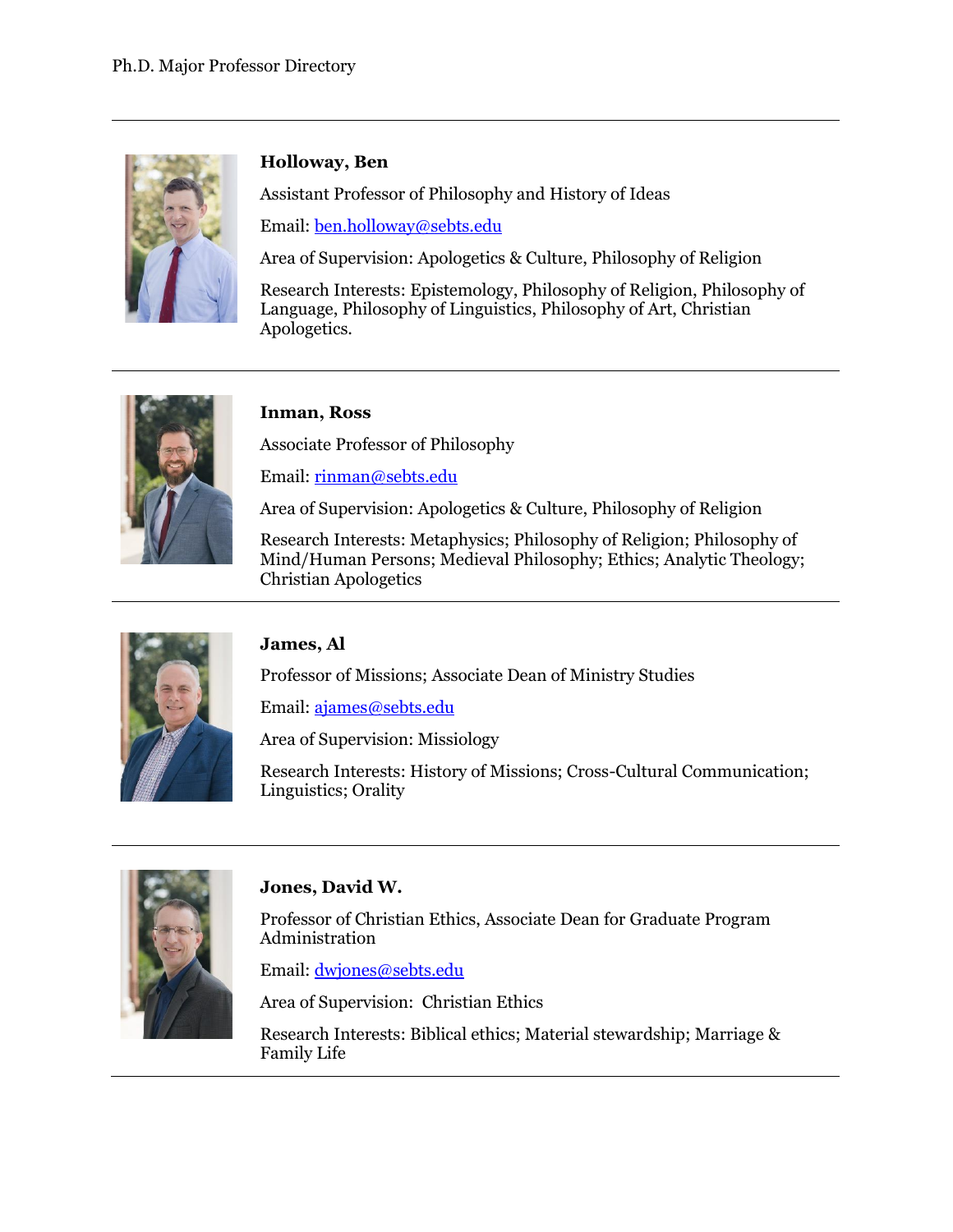**Holloway, Ben**

Assistant Professor of Philosophy and History of Ideas

Email: ben.holloway@sebts.edu

Area of Supervision: Apologetics & Culture, Philosophy of Religion

Research Interests: Epistemology, Philosophy of Religion, Philosophy of Language, Philosophy of Linguistics, Philosophy of Art, Christian Apologetics.

---

**Inman, Ross**

Associate Professor of Philosophy

Email: rinman@sebts.edu

Area of Supervision: Apologetics & Culture, Philosophy of Religion

Research Interests: Metaphysics; Philosophy of Religion; Philosophy of Mind/Human Persons; Medieval Philosophy; Ethics; Analytic Theology; Christian Apologetics

---

**James, Al**

Professor of Missions; Associate Dean of Ministry Studies

Email: ajames@sebts.edu

Area of Supervision: Missiology

Research Interests: History of Missions; Cross-Cultural Communication; Linguistics; Orality

---

**Jones, David W.**

Professor of Christian Ethics, Associate Dean for Graduate Program Administration

Email: dwjones@sebts.edu

Area of Supervision: Christian Ethics

Research Interests: Biblical ethics; Material stewardship; Marriage & Family Life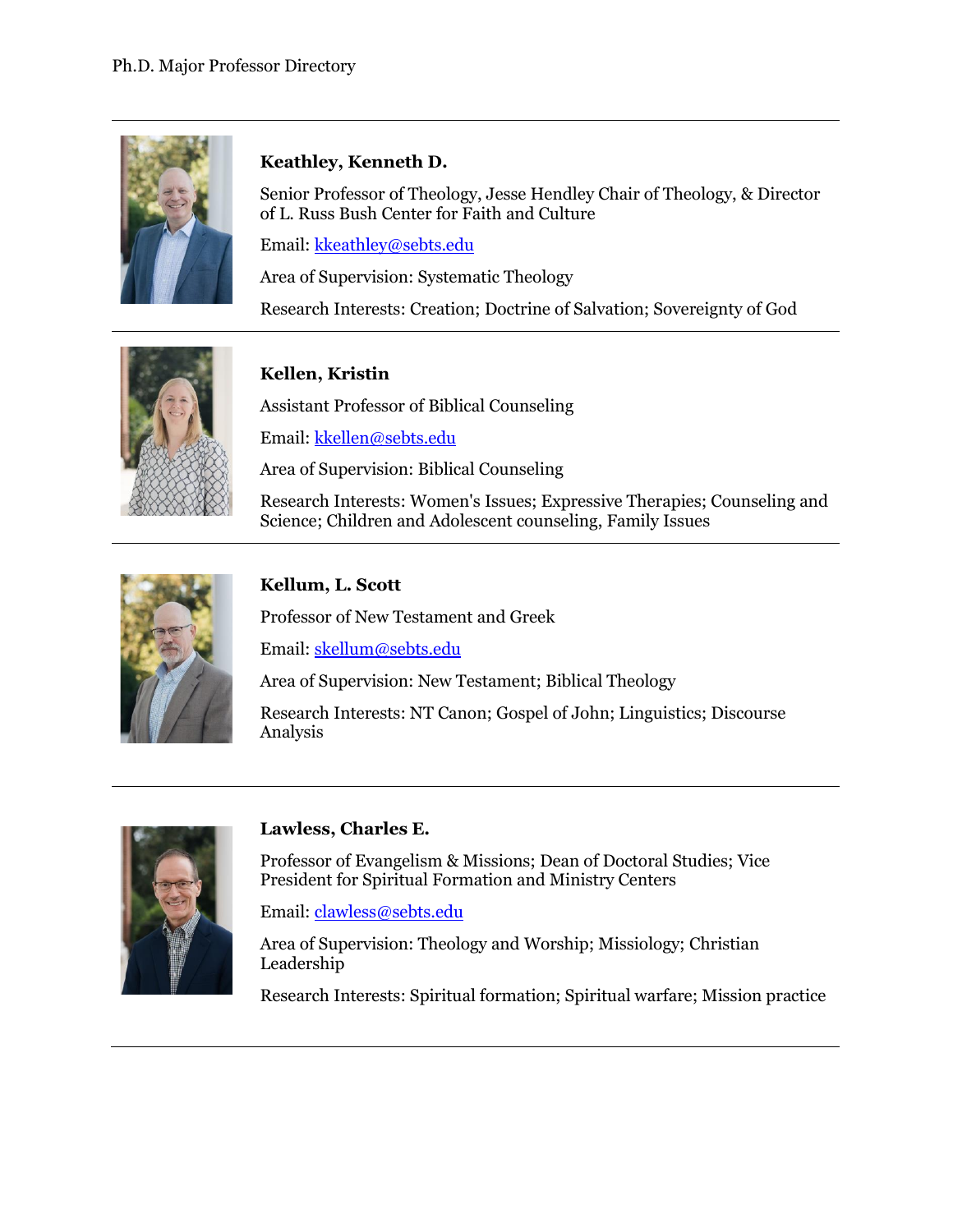### Keathley, Kenneth D.

Senior Professor of Theology, Jesse Hendley Chair of Theology, & Director of L. Russ Bush Center for Faith and Culture

Email: kkeathley@sebts.edu

Area of Supervision: Systematic Theology

Research Interests: Creation; Doctrine of Salvation; Sovereignty of God

---

### Kellen, Kristin

Assistant Professor of Biblical Counseling

Email: kkellen@sebts.edu

Area of Supervision: Biblical Counseling

Research Interests: Women's Issues; Expressive Therapies; Counseling and Science; Children and Adolescent counseling, Family Issues

---

### Kellum, L. Scott

Professor of New Testament and Greek

Email: skellum@sebts.edu

Area of Supervision: New Testament; Biblical Theology

Research Interests: NT Canon; Gospel of John; Linguistics; Discourse Analysis

---

### Lawless, Charles E.

Professor of Evangelism & Missions; Dean of Doctoral Studies; Vice President for Spiritual Formation and Ministry Centers

Email: clawless@sebts.edu

Area of Supervision: Theology and Worship; Missiology; Christian Leadership

Research Interests: Spiritual formation; Spiritual warfare; Mission practice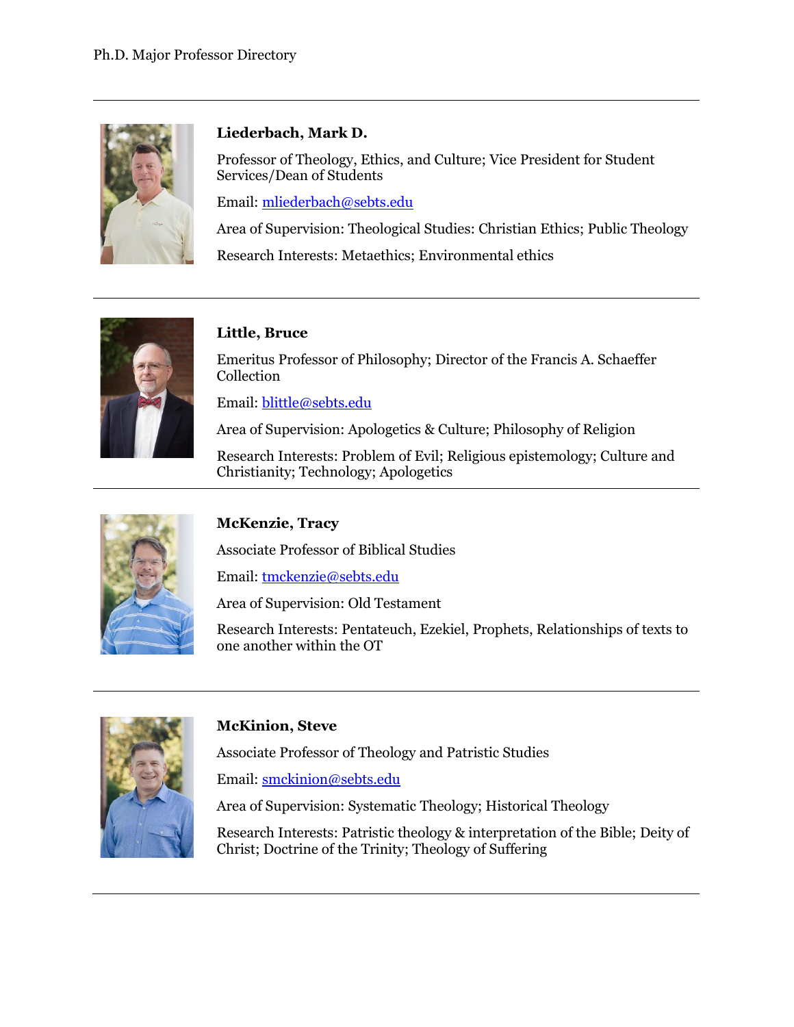### Liederbach, Mark D.

Professor of Theology, Ethics, and Culture; Vice President for Student Services/Dean of Students

Email: mliederbach@sebts.edu

Area of Supervision: Theological Studies: Christian Ethics; Public Theology

Research Interests: Metaethics; Environmental ethics

---

### Little, Bruce

Emeritus Professor of Philosophy; Director of the Francis A. Schaeffer Collection

Email: blittle@sebts.edu

Area of Supervision: Apologetics & Culture; Philosophy of Religion

Research Interests: Problem of Evil; Religious epistemology; Culture and Christianity; Technology; Apologetics

---

### McKenzie, Tracy

Associate Professor of Biblical Studies

Email: tmckenzie@sebts.edu

Area of Supervision: Old Testament

Research Interests: Pentateuch, Ezekiel, Prophets, Relationships of texts to one another within the OT

---

### McKinion, Steve

Associate Professor of Theology and Patristic Studies

Email: smckinion@sebts.edu

Area of Supervision: Systematic Theology; Historical Theology

Research Interests: Patristic theology & interpretation of the Bible; Deity of Christ; Doctrine of the Trinity; Theology of Suffering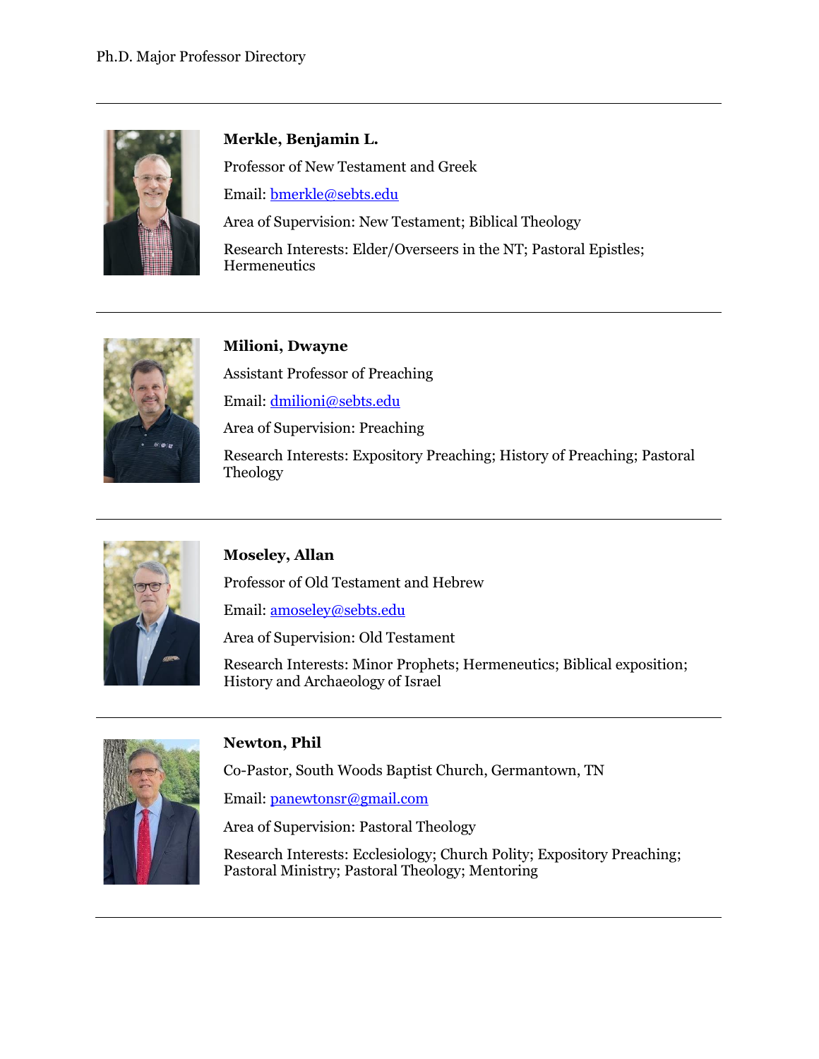**Merkle, Benjamin L.**

Professor of New Testament and Greek

Email: bmerkle@sebts.edu

Area of Supervision: New Testament; Biblical Theology

Research Interests: Elder/Overseers in the NT; Pastoral Epistles; Hermeneutics

---

**Milioni, Dwayne**

Assistant Professor of Preaching

Email: dmilioni@sebts.edu

Area of Supervision: Preaching

Research Interests: Expository Preaching; History of Preaching; Pastoral Theology

---

**Moseley, Allan**

Professor of Old Testament and Hebrew

Email: amoseley@sebts.edu

Area of Supervision: Old Testament

Research Interests: Minor Prophets; Hermeneutics; Biblical exposition; History and Archaeology of Israel

---

**Newton, Phil**

Co-Pastor, South Woods Baptist Church, Germantown, TN

Email: panewtonsr@gmail.com

Area of Supervision: Pastoral Theology

Research Interests: Ecclesiology; Church Polity; Expository Preaching; Pastoral Ministry; Pastoral Theology; Mentoring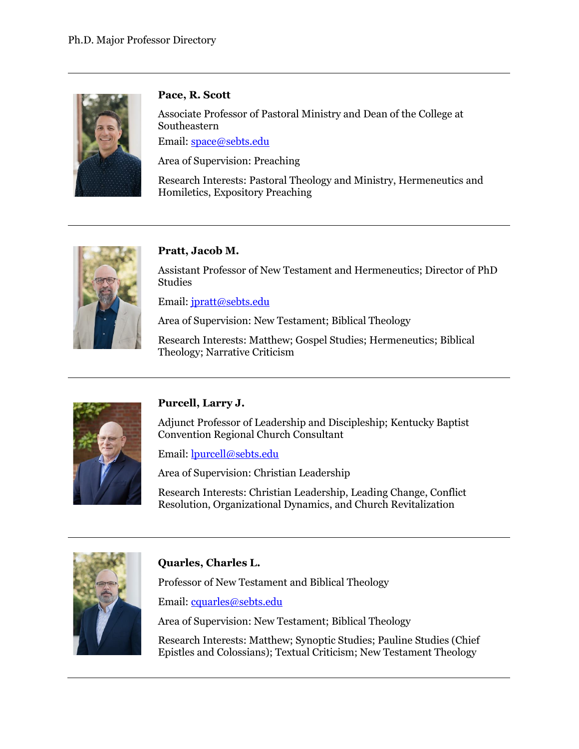**Pace, R. Scott**

Associate Professor of Pastoral Ministry and Dean of the College at Southeastern

Email: space@sebts.edu

Area of Supervision: Preaching

Research Interests: Pastoral Theology and Ministry, Hermeneutics and Homiletics, Expository Preaching

---

**Pratt, Jacob M.**

Assistant Professor of New Testament and Hermeneutics; Director of PhD Studies

Email: jpratt@sebts.edu

Area of Supervision: New Testament; Biblical Theology

Research Interests: Matthew; Gospel Studies; Hermeneutics; Biblical Theology; Narrative Criticism

---

**Purcell, Larry J.**

Adjunct Professor of Leadership and Discipleship; Kentucky Baptist Convention Regional Church Consultant

Email: lpurcell@sebts.edu

Area of Supervision: Christian Leadership

Research Interests: Christian Leadership, Leading Change, Conflict Resolution, Organizational Dynamics, and Church Revitalization

---

**Quarles, Charles L.**

Professor of New Testament and Biblical Theology

Email: cquarles@sebts.edu

Area of Supervision: New Testament; Biblical Theology

Research Interests: Matthew; Synoptic Studies; Pauline Studies (Chief Epistles and Colossians); Textual Criticism; New Testament Theology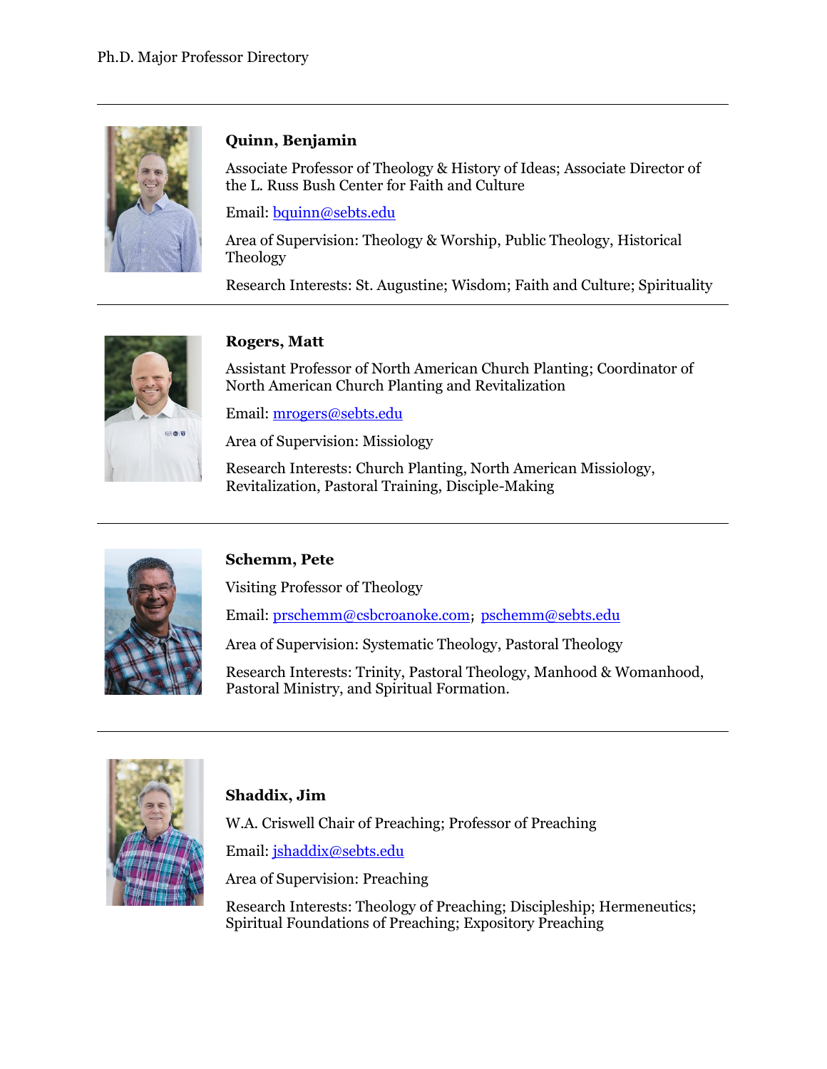**Quinn, Benjamin**

Associate Professor of Theology & History of Ideas; Associate Director of the L. Russ Bush Center for Faith and Culture

Email: bquinn@sebts.edu

Area of Supervision: Theology & Worship, Public Theology, Historical Theology

Research Interests: St. Augustine; Wisdom; Faith and Culture; Spirituality

---

**Rogers, Matt**

Assistant Professor of North American Church Planting; Coordinator of North American Church Planting and Revitalization

Email: mrogers@sebts.edu

Area of Supervision: Missiology

Research Interests: Church Planting, North American Missiology, Revitalization, Pastoral Training, Disciple-Making

---

**Schemm, Pete**

Visiting Professor of Theology

Email: prschemm@csbcroanoke.com; pschemm@sebts.edu

Area of Supervision: Systematic Theology, Pastoral Theology

Research Interests: Trinity, Pastoral Theology, Manhood & Womanhood, Pastoral Ministry, and Spiritual Formation.

---

**Shaddix, Jim**

W.A. Criswell Chair of Preaching; Professor of Preaching

Email: jshaddix@sebts.edu

Area of Supervision: Preaching

Research Interests: Theology of Preaching; Discipleship; Hermeneutics; Spiritual Foundations of Preaching; Expository Preaching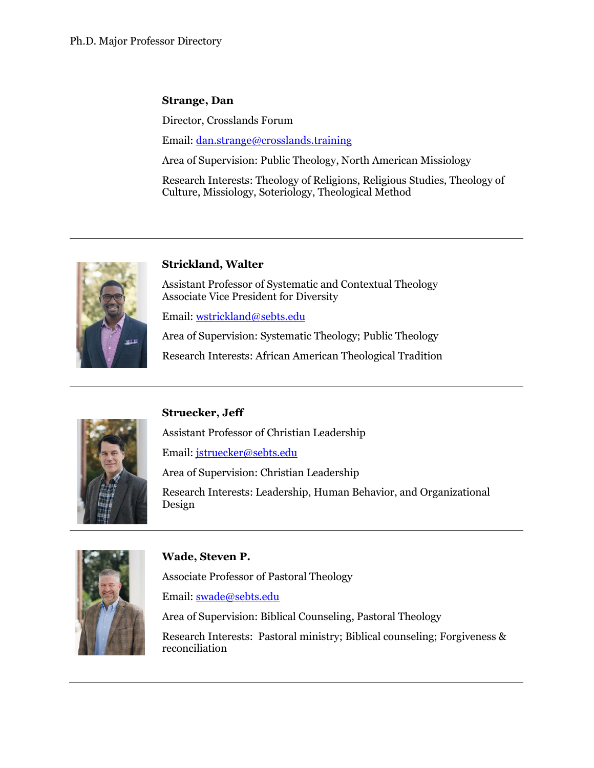**Strange, Dan**

Director, Crosslands Forum

Email: dan.strange@crosslands.training

Area of Supervision: Public Theology, North American Missiology

Research Interests: Theology of Religions, Religious Studies, Theology of Culture, Missiology, Soteriology, Theological Method

---

**Strickland, Walter**

Assistant Professor of Systematic and Contextual Theology
Associate Vice President for Diversity

Email: wstrickland@sebts.edu

Area of Supervision: Systematic Theology; Public Theology

Research Interests: African American Theological Tradition

---

**Struecker, Jeff**

Assistant Professor of Christian Leadership

Email: jstruecker@sebts.edu

Area of Supervision: Christian Leadership

Research Interests: Leadership, Human Behavior, and Organizational Design

---

**Wade, Steven P.**

Associate Professor of Pastoral Theology

Email: swade@sebts.edu

Area of Supervision: Biblical Counseling, Pastoral Theology

Research Interests: Pastoral ministry; Biblical counseling; Forgiveness & reconciliation

---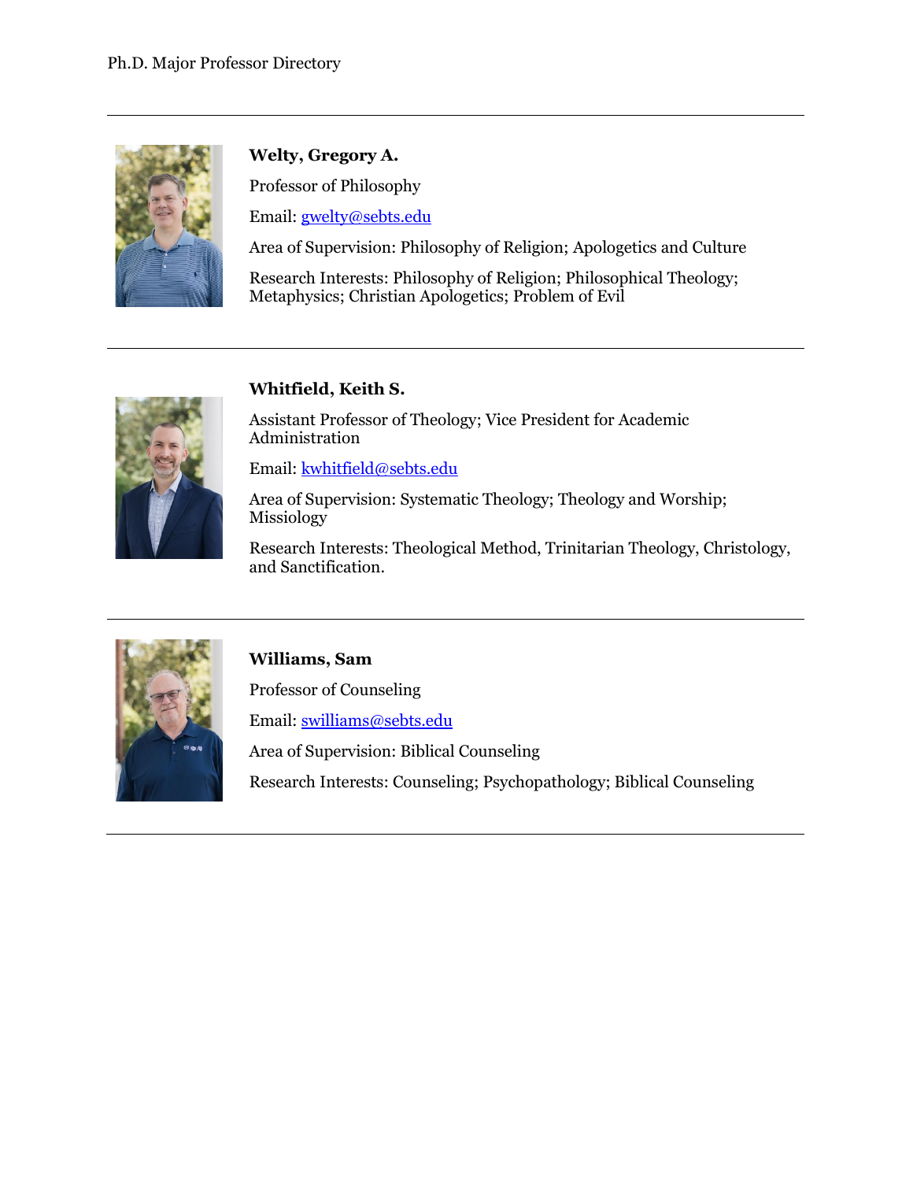**Welty, Gregory A.**

Professor of Philosophy

Email: gwelty@sebts.edu

Area of Supervision: Philosophy of Religion; Apologetics and Culture

Research Interests: Philosophy of Religion; Philosophical Theology; Metaphysics; Christian Apologetics; Problem of Evil

---

**Whitfield, Keith S.**

Assistant Professor of Theology; Vice President for Academic Administration

Email: kwhitfield@sebts.edu

Area of Supervision: Systematic Theology; Theology and Worship; Missiology

Research Interests: Theological Method, Trinitarian Theology, Christology, and Sanctification.

---

**Williams, Sam**

Professor of Counseling

Email: swilliams@sebts.edu

Area of Supervision: Biblical Counseling

Research Interests: Counseling; Psychopathology; Biblical Counseling